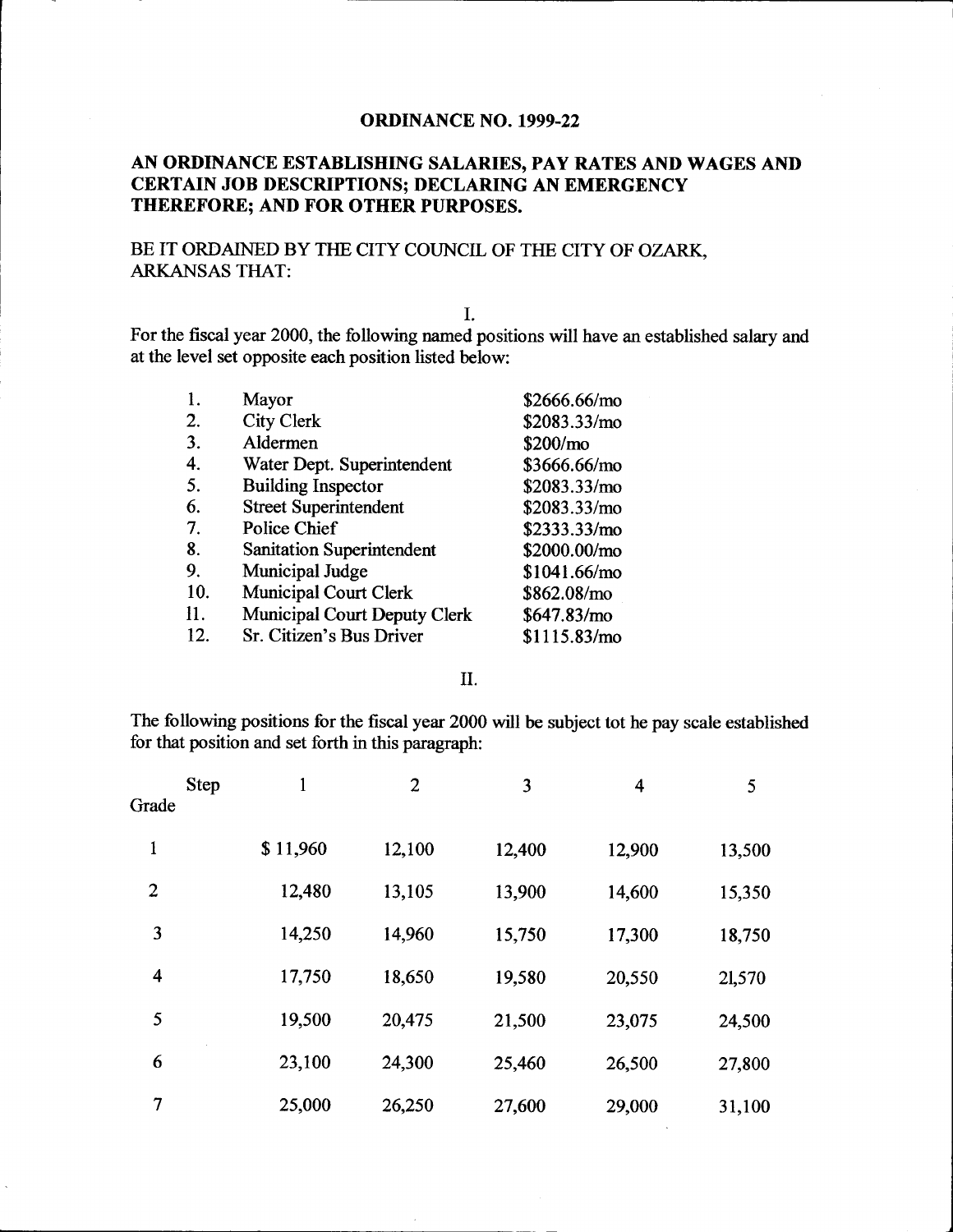# ORDINANCE NO. 1999-22

## AN ORDINANCE ESTABLISHING SALARIES, PAY RATES AND WAGES AND CERTAIN JOB DESCRIPTIONS; DECLARING AN EMERGENCY THEREFORE; AND FOR OTHER PURPOSES.

BE IT ORDAINED BY THE CITY COUNCIL OF THE CITY OF OZARK, ARKANSAS THAT:

I.

For the fiscal year 2000, the following named positions will have an established salary and at the level set opposite each position listed below:

| | | |
|---|---|---|
| 1. | Mayor | $2666.66/mo |
| 2. | City Clerk | $2083.33/mo |
| 3. | Aldermen | $200/mo |
| 4. | Water Dept. Superintendent | $3666.66/mo |
| 5. | Building Inspector | $2083.33/mo |
| 6. | Street Superintendent | $2083.33/mo |
| 7. | Police Chief | $2333.33/mo |
| 8. | Sanitation Superintendent | $2000.00/mo |
| 9. | Municipal Judge | $1041.66/mo |
| 10. | Municipal Court Clerk | $862.08/mo |
| 11. | Municipal Court Deputy Clerk | $647.83/mo |
| 12. | Sr. Citizen's Bus Driver | $1115.83/mo |

II.

The following positions for the fiscal year 2000 will be subject tot he pay scale established for that position and set forth in this paragraph:

| Grade \ Step | 1 | 2 | 3 | 4 | 5 |
|---|---|---|---|---|---|
| 1 | $ 11,960 | 12,100 | 12,400 | 12,900 | 13,500 |
| 2 | 12,480 | 13,105 | 13,900 | 14,600 | 15,350 |
| 3 | 14,250 | 14,960 | 15,750 | 17,300 | 18,750 |
| 4 | 17,750 | 18,650 | 19,580 | 20,550 | 21,570 |
| 5 | 19,500 | 20,475 | 21,500 | 23,075 | 24,500 |
| 6 | 23,100 | 24,300 | 25,460 | 26,500 | 27,800 |
| 7 | 25,000 | 26,250 | 27,600 | 29,000 | 31,100 |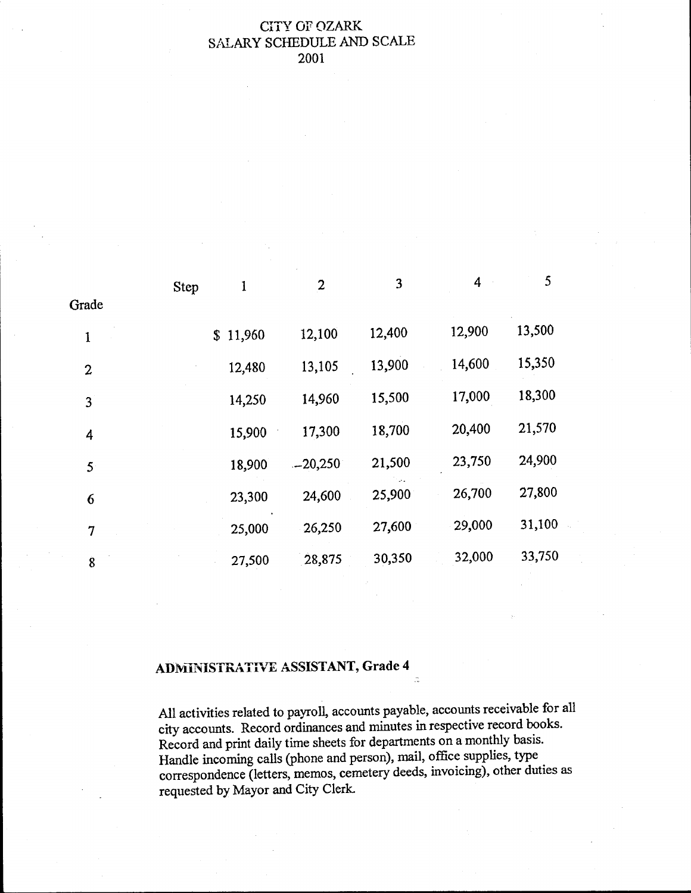# CITY OF OZARK
## SALARY SCHEDULE AND SCALE
## 2001

| Grade | Step 1 | 2 | 3 | 4 | 5 |
|---|---|---|---|---|---|
| 1 | $ 11,960 | 12,100 | 12,400 | 12,900 | 13,500 |
| 2 | 12,480 | 13,105 | 13,900 | 14,600 | 15,350 |
| 3 | 14,250 | 14,960 | 15,500 | 17,000 | 18,300 |
| 4 | 15,900 | 17,300 | 18,700 | 20,400 | 21,570 |
| 5 | 18,900 | 20,250 | 21,500 | 23,750 | 24,900 |
| 6 | 23,300 | 24,600 | 25,900 | 26,700 | 27,800 |
| 7 | 25,000 | 26,250 | 27,600 | 29,000 | 31,100 |
| 8 | 27,500 | 28,875 | 30,350 | 32,000 | 33,750 |

**ADMINISTRATIVE ASSISTANT, Grade 4**

All activities related to payroll, accounts payable, accounts receivable for all city accounts. Record ordinances and minutes in respective record books. Record and print daily time sheets for departments on a monthly basis. Handle incoming calls (phone and person), mail, office supplies, type correspondence (letters, memos, cemetery deeds, invoicing), other duties as requested by Mayor and City Clerk.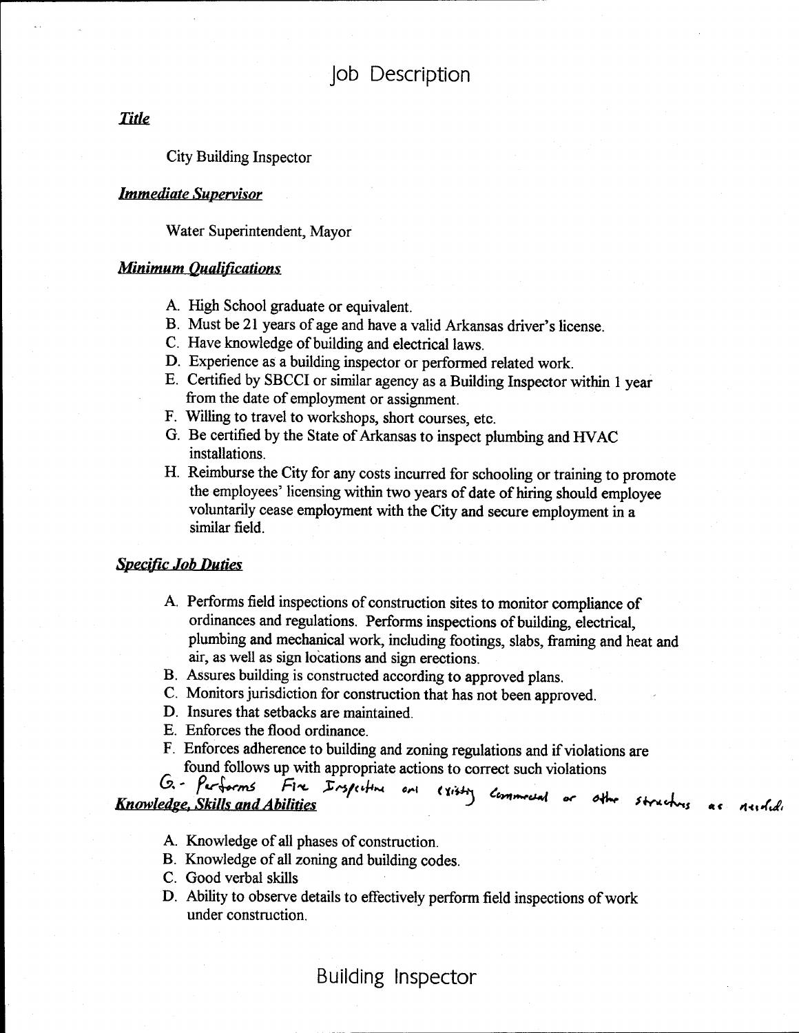# Job Description

***Title***

City Building Inspector

***Immediate Supervisor***

Water Superintendent, Mayor

***Minimum Qualifications***

A. High School graduate or equivalent.
B. Must be 21 years of age and have a valid Arkansas driver's license.
C. Have knowledge of building and electrical laws.
D. Experience as a building inspector or performed related work.
E. Certified by SBCCI or similar agency as a Building Inspector within 1 year from the date of employment or assignment.
F. Willing to travel to workshops, short courses, etc.
G. Be certified by the State of Arkansas to inspect plumbing and HVAC installations.
H. Reimburse the City for any costs incurred for schooling or training to promote the employees' licensing within two years of date of hiring should employee voluntarily cease employment with the City and secure employment in a similar field.

***Specific Job Duties***

A. Performs field inspections of construction sites to monitor compliance of ordinances and regulations. Performs inspections of building, electrical, plumbing and mechanical work, including footings, slabs, framing and heat and air, as well as sign locations and sign erections.
B. Assures building is constructed according to approved plans.
C. Monitors jurisdiction for construction that has not been approved.
D. Insures that setbacks are maintained.
E. Enforces the flood ordinance.
F. Enforces adherence to building and zoning regulations and if violations are found follows up with appropriate actions to correct such violations
G. - Performs Fire Inspections on existing Commercial or other structures as needed.

***Knowledge, Skills and Abilities***

A. Knowledge of all phases of construction.
B. Knowledge of all zoning and building codes.
C. Good verbal skills
D. Ability to observe details to effectively perform field inspections of work under construction.

Building Inspector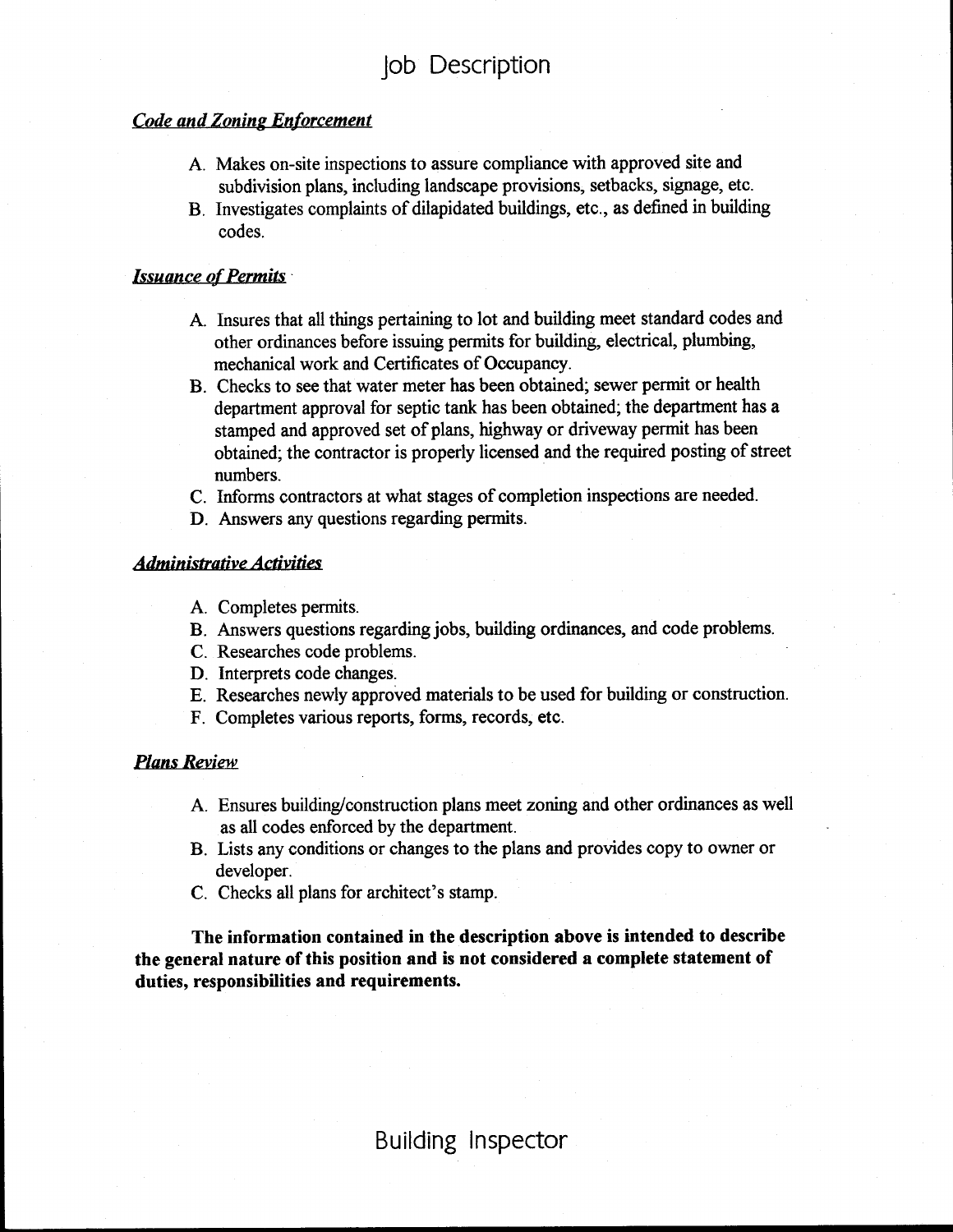# Job Description

***Code and Zoning Enforcement***

A. Makes on-site inspections to assure compliance with approved site and subdivision plans, including landscape provisions, setbacks, signage, etc.
B. Investigates complaints of dilapidated buildings, etc., as defined in building codes.

***Issuance of Permits***

A. Insures that all things pertaining to lot and building meet standard codes and other ordinances before issuing permits for building, electrical, plumbing, mechanical work and Certificates of Occupancy.
B. Checks to see that water meter has been obtained; sewer permit or health department approval for septic tank has been obtained; the department has a stamped and approved set of plans, highway or driveway permit has been obtained; the contractor is properly licensed and the required posting of street numbers.
C. Informs contractors at what stages of completion inspections are needed.
D. Answers any questions regarding permits.

***Administrative Activities***

A. Completes permits.
B. Answers questions regarding jobs, building ordinances, and code problems.
C. Researches code problems.
D. Interprets code changes.
E. Researches newly approved materials to be used for building or construction.
F. Completes various reports, forms, records, etc.

***Plans Review***

A. Ensures building/construction plans meet zoning and other ordinances as well as all codes enforced by the department.
B. Lists any conditions or changes to the plans and provides copy to owner or developer.
C. Checks all plans for architect's stamp.

**The information contained in the description above is intended to describe the general nature of this position and is not considered a complete statement of duties, responsibilities and requirements.**

Building Inspector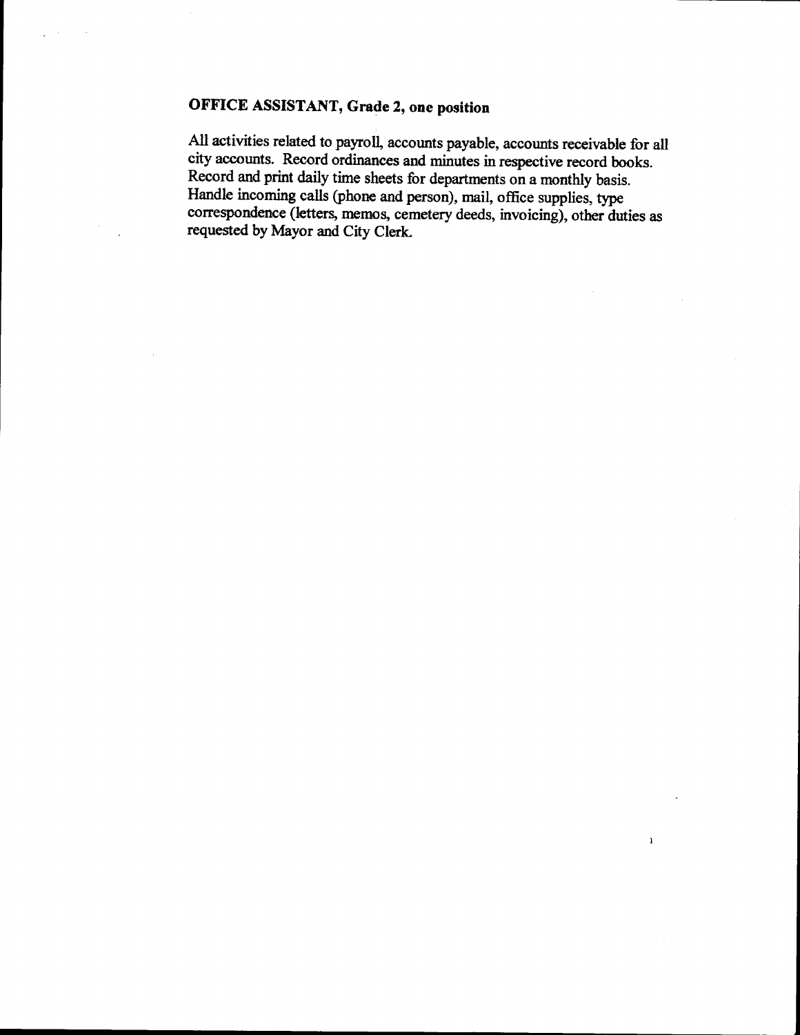**OFFICE ASSISTANT, Grade 2, one position**

All activities related to payroll, accounts payable, accounts receivable for all city accounts. Record ordinances and minutes in respective record books. Record and print daily time sheets for departments on a monthly basis. Handle incoming calls (phone and person), mail, office supplies, type correspondence (letters, memos, cemetery deeds, invoicing), other duties as requested by Mayor and City Clerk.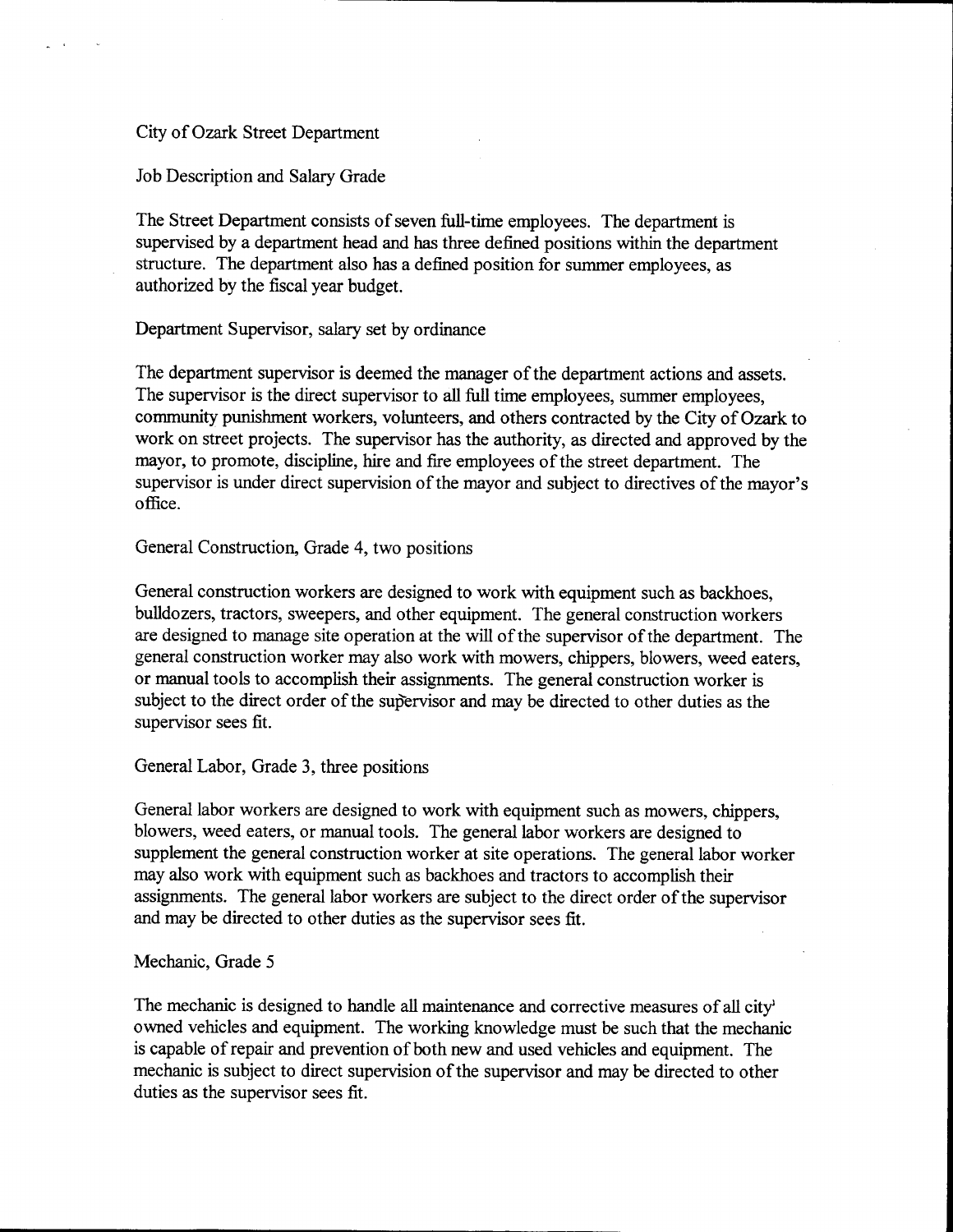City of Ozark Street Department

Job Description and Salary Grade

The Street Department consists of seven full-time employees. The department is supervised by a department head and has three defined positions within the department structure. The department also has a defined position for summer employees, as authorized by the fiscal year budget.

Department Supervisor, salary set by ordinance

The department supervisor is deemed the manager of the department actions and assets. The supervisor is the direct supervisor to all full time employees, summer employees, community punishment workers, volunteers, and others contracted by the City of Ozark to work on street projects. The supervisor has the authority, as directed and approved by the mayor, to promote, discipline, hire and fire employees of the street department. The supervisor is under direct supervision of the mayor and subject to directives of the mayor's office.

General Construction, Grade 4, two positions

General construction workers are designed to work with equipment such as backhoes, bulldozers, tractors, sweepers, and other equipment. The general construction workers are designed to manage site operation at the will of the supervisor of the department. The general construction worker may also work with mowers, chippers, blowers, weed eaters, or manual tools to accomplish their assignments. The general construction worker is subject to the direct order of the supervisor and may be directed to other duties as the supervisor sees fit.

General Labor, Grade 3, three positions

General labor workers are designed to work with equipment such as mowers, chippers, blowers, weed eaters, or manual tools. The general labor workers are designed to supplement the general construction worker at site operations. The general labor worker may also work with equipment such as backhoes and tractors to accomplish their assignments. The general labor workers are subject to the direct order of the supervisor and may be directed to other duties as the supervisor sees fit.

Mechanic, Grade 5

The mechanic is designed to handle all maintenance and corrective measures of all city owned vehicles and equipment. The working knowledge must be such that the mechanic is capable of repair and prevention of both new and used vehicles and equipment. The mechanic is subject to direct supervision of the supervisor and may be directed to other duties as the supervisor sees fit.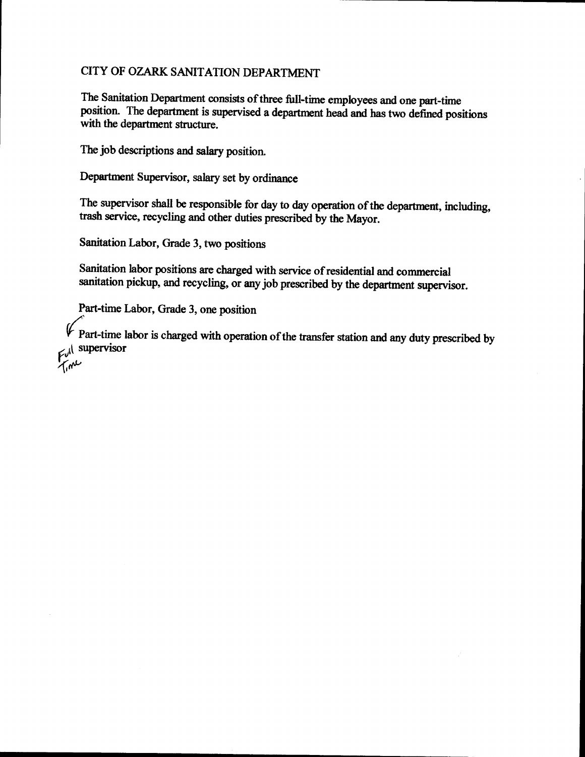# CITY OF OZARK SANITATION DEPARTMENT

The Sanitation Department consists of three full-time employees and one part-time position. The department is supervised a department head and has two defined positions with the department structure.

The job descriptions and salary position.

Department Supervisor, salary set by ordinance

The supervisor shall be responsible for day to day operation of the department, including, trash service, recycling and other duties prescribed by the Mayor.

Sanitation Labor, Grade 3, two positions

Sanitation labor positions are charged with service of residential and commercial sanitation pickup, and recycling, or any job prescribed by the department supervisor.

Part-time Labor, Grade 3, one position

Part-time labor is charged with operation of the transfer station and any duty prescribed by supervisor

Full Time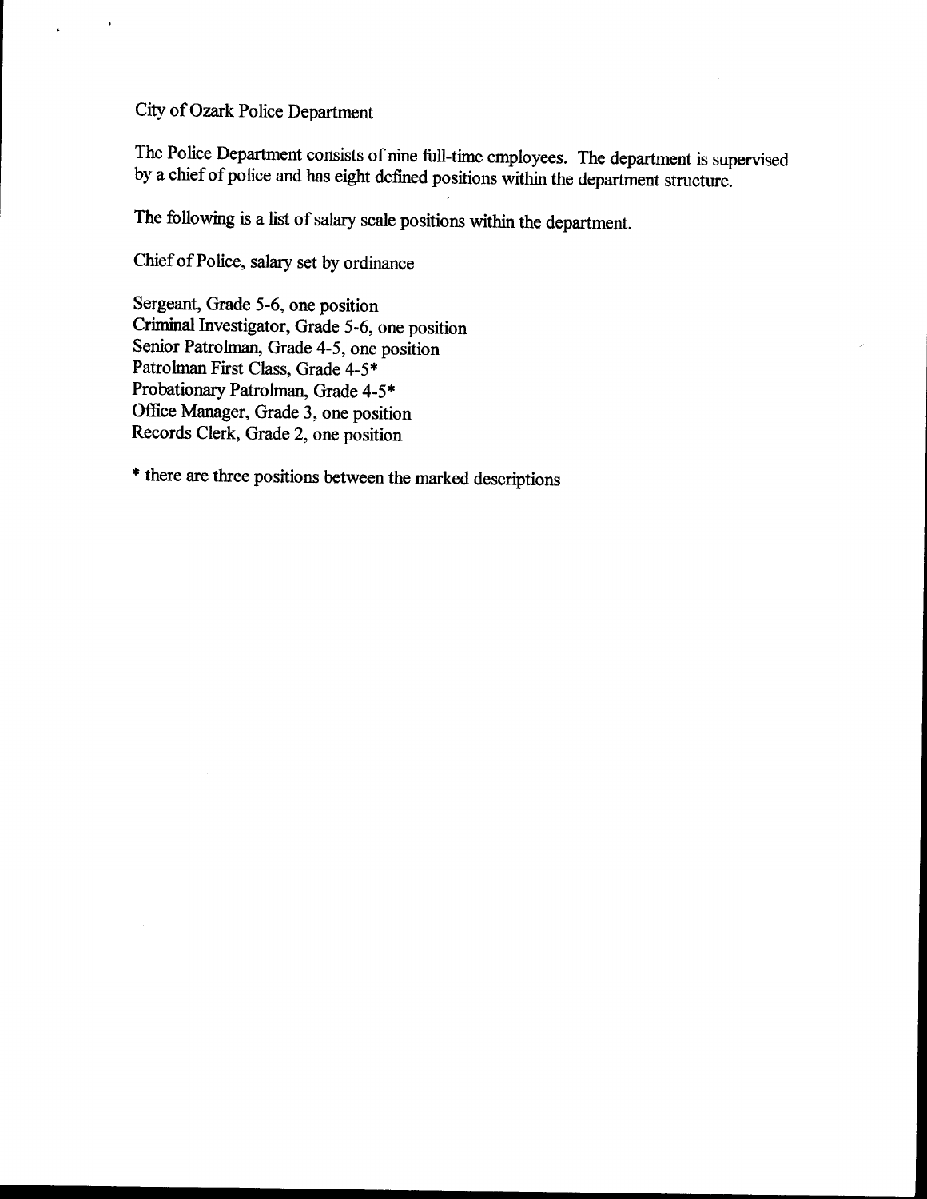City of Ozark Police Department

The Police Department consists of nine full-time employees. The department is supervised by a chief of police and has eight defined positions within the department structure.

The following is a list of salary scale positions within the department.

Chief of Police, salary set by ordinance

Sergeant, Grade 5-6, one position
Criminal Investigator, Grade 5-6, one position
Senior Patrolman, Grade 4-5, one position
Patrolman First Class, Grade 4-5*
Probationary Patrolman, Grade 4-5*
Office Manager, Grade 3, one position
Records Clerk, Grade 2, one position

* there are three positions between the marked descriptions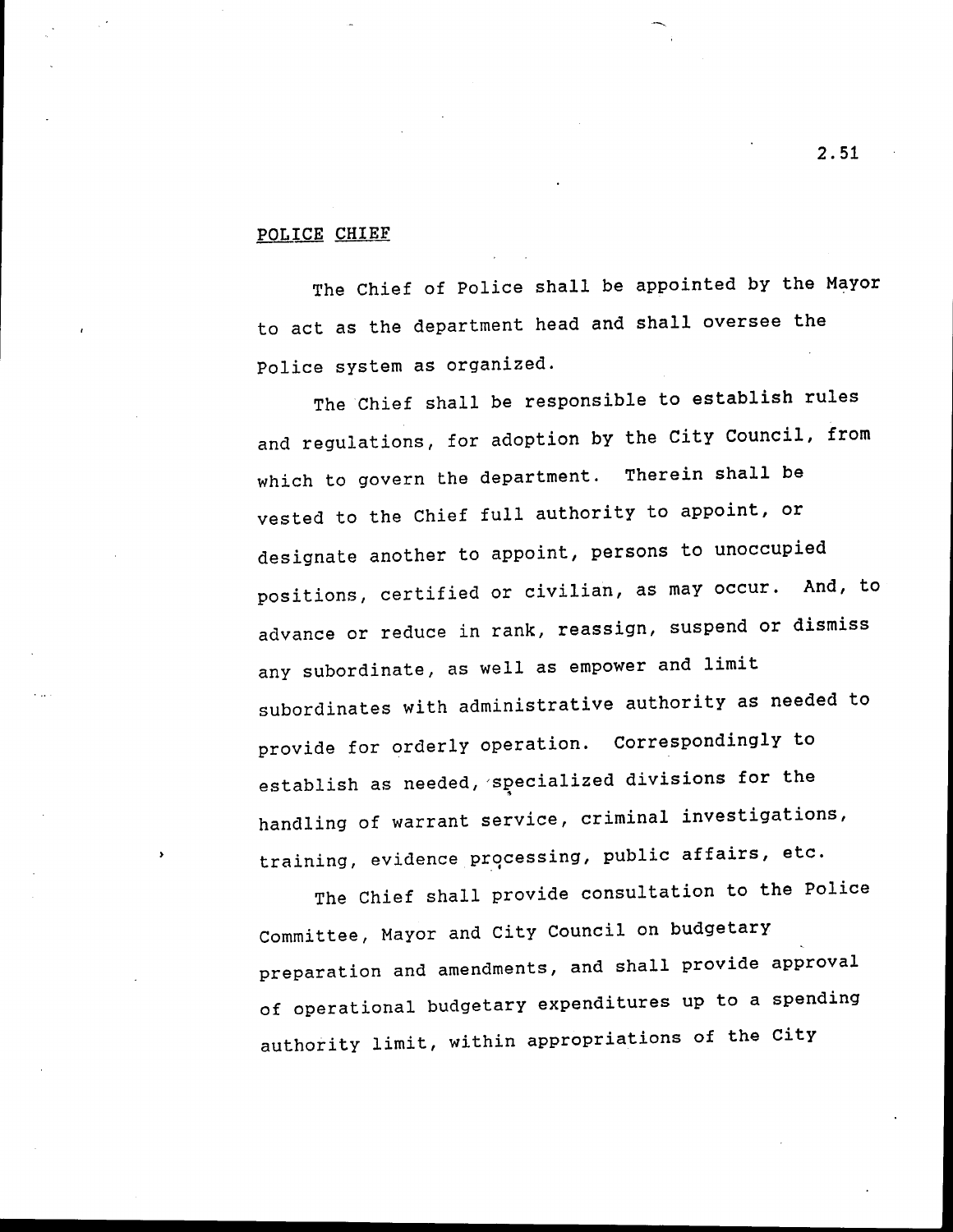## POLICE CHIEF

The Chief of Police shall be appointed by the Mayor to act as the department head and shall oversee the Police system as organized.

The Chief shall be responsible to establish rules and regulations, for adoption by the City Council, from which to govern the department. Therein shall be vested to the Chief full authority to appoint, or designate another to appoint, persons to unoccupied positions, certified or civilian, as may occur. And, to advance or reduce in rank, reassign, suspend or dismiss any subordinate, as well as empower and limit subordinates with administrative authority as needed to provide for orderly operation. Correspondingly to establish as needed, specialized divisions for the handling of warrant service, criminal investigations, training, evidence processing, public affairs, etc.

The Chief shall provide consultation to the Police Committee, Mayor and City Council on budgetary preparation and amendments, and shall provide approval of operational budgetary expenditures up to a spending authority limit, within appropriations of the City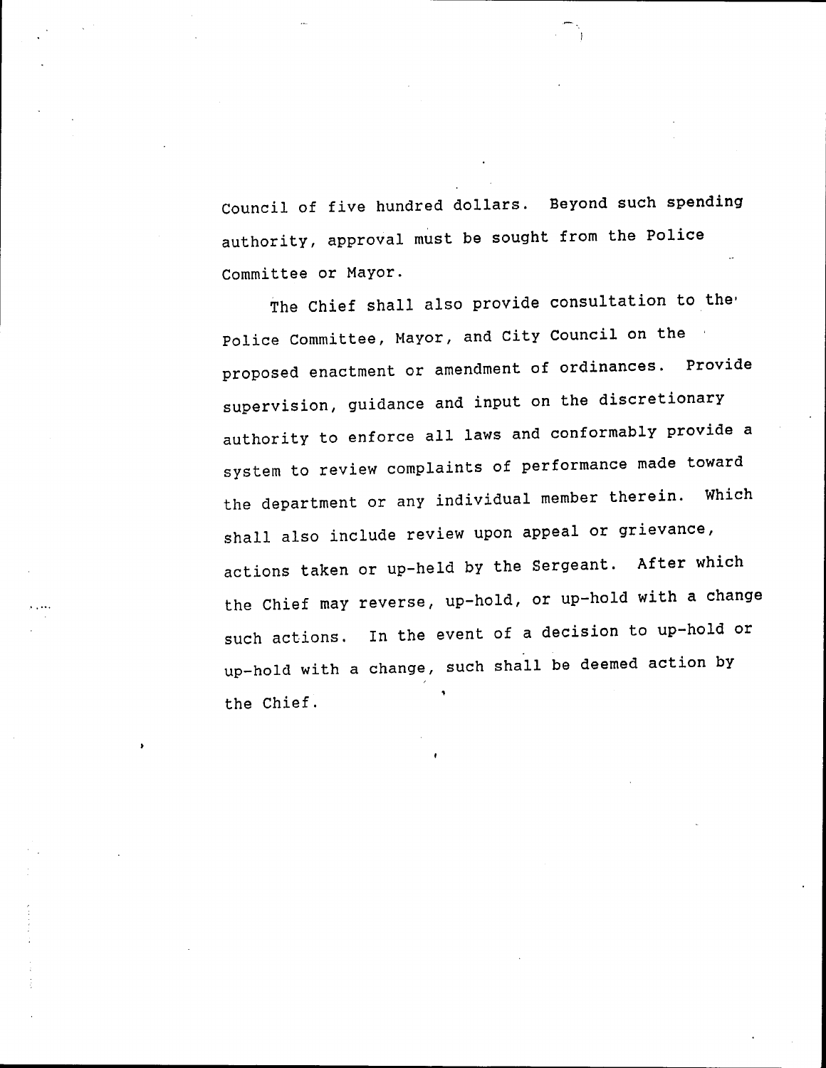Council of five hundred dollars. Beyond such spending authority, approval must be sought from the Police Committee or Mayor.

The Chief shall also provide consultation to the Police Committee, Mayor, and City Council on the proposed enactment or amendment of ordinances. Provide supervision, guidance and input on the discretionary authority to enforce all laws and conformably provide a system to review complaints of performance made toward the department or any individual member therein. Which shall also include review upon appeal or grievance, actions taken or up-held by the Sergeant. After which the Chief may reverse, up-hold, or up-hold with a change such actions. In the event of a decision to up-hold or up-hold with a change, such shall be deemed action by the Chief.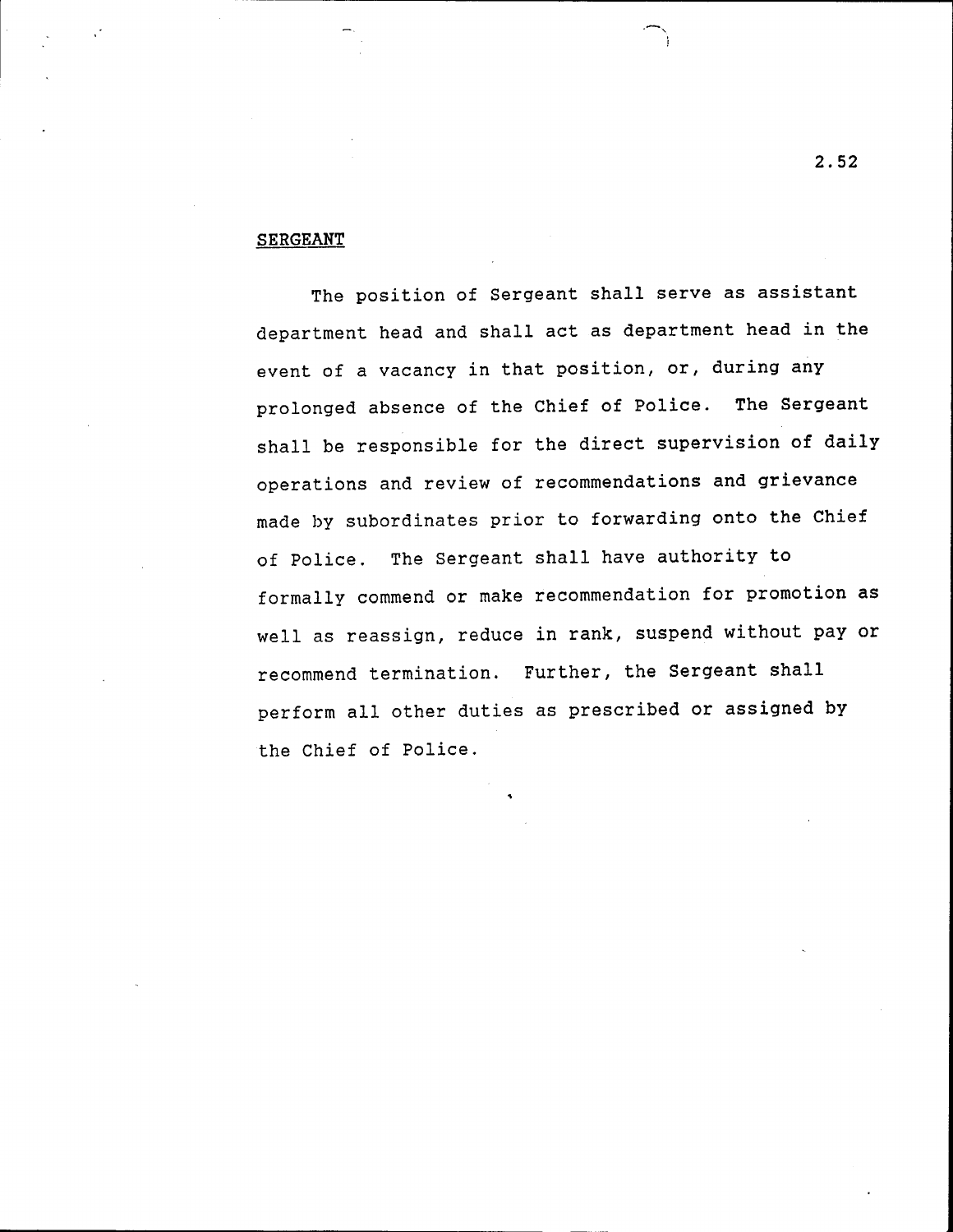## SERGEANT

The position of Sergeant shall serve as assistant department head and shall act as department head in the event of a vacancy in that position, or, during any prolonged absence of the Chief of Police. The Sergeant shall be responsible for the direct supervision of daily operations and review of recommendations and grievance made by subordinates prior to forwarding onto the Chief of Police. The Sergeant shall have authority to formally commend or make recommendation for promotion as well as reassign, reduce in rank, suspend without pay or recommend termination. Further, the Sergeant shall perform all other duties as prescribed or assigned by the Chief of Police.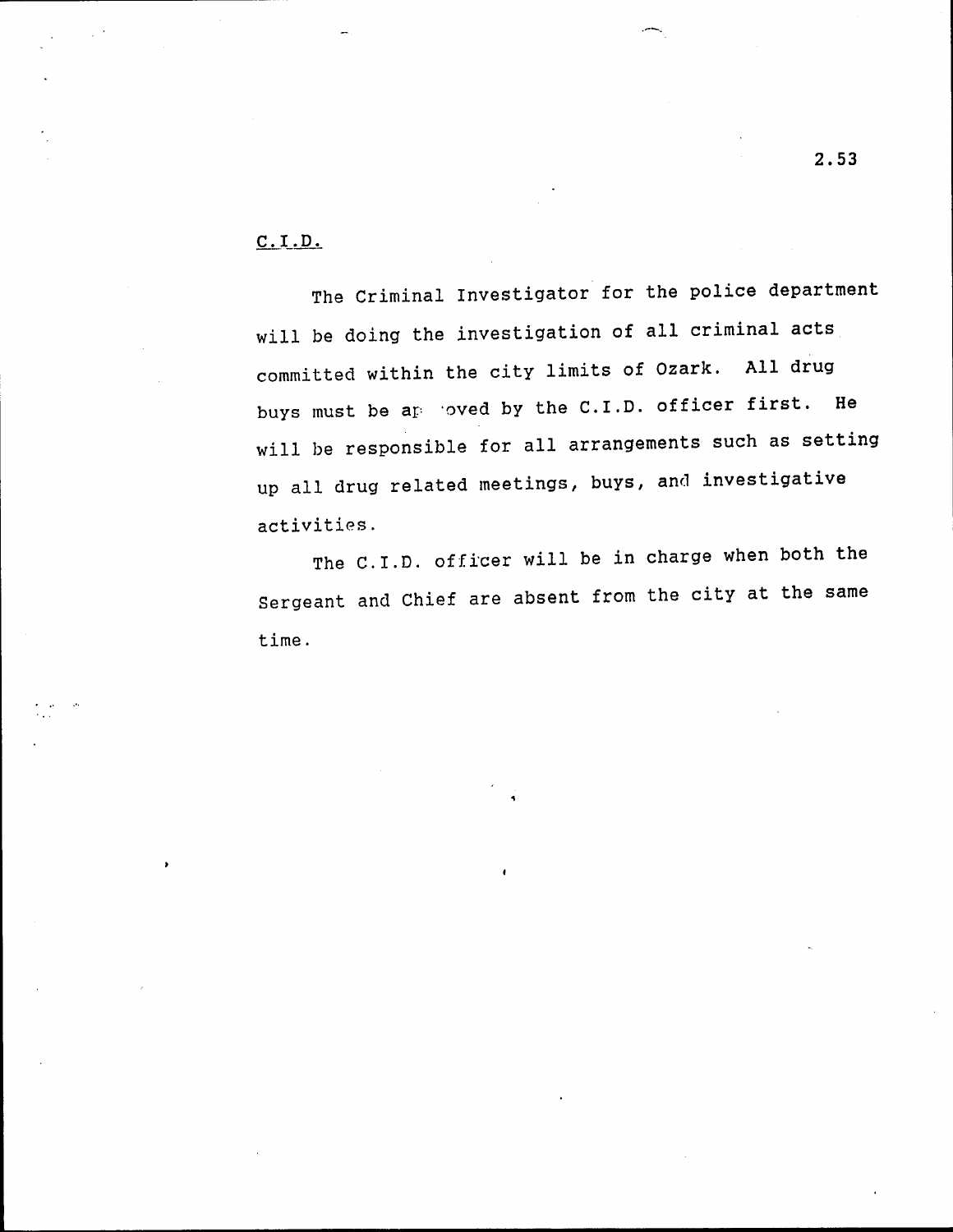## C.I.D.

The Criminal Investigator for the police department will be doing the investigation of all criminal acts committed within the city limits of Ozark. All drug buys must be approved by the C.I.D. officer first. He will be responsible for all arrangements such as setting up all drug related meetings, buys, and investigative activities.

The C.I.D. officer will be in charge when both the Sergeant and Chief are absent from the city at the same time.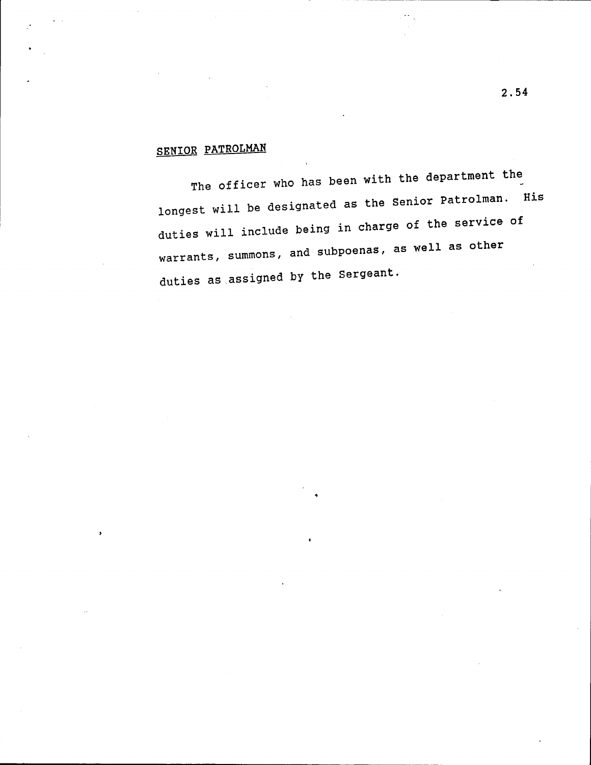## SENIOR PATROLMAN

The officer who has been with the department the longest will be designated as the Senior Patrolman. His duties will include being in charge of the service of warrants, summons, and subpoenas, as well as other duties as assigned by the Sergeant.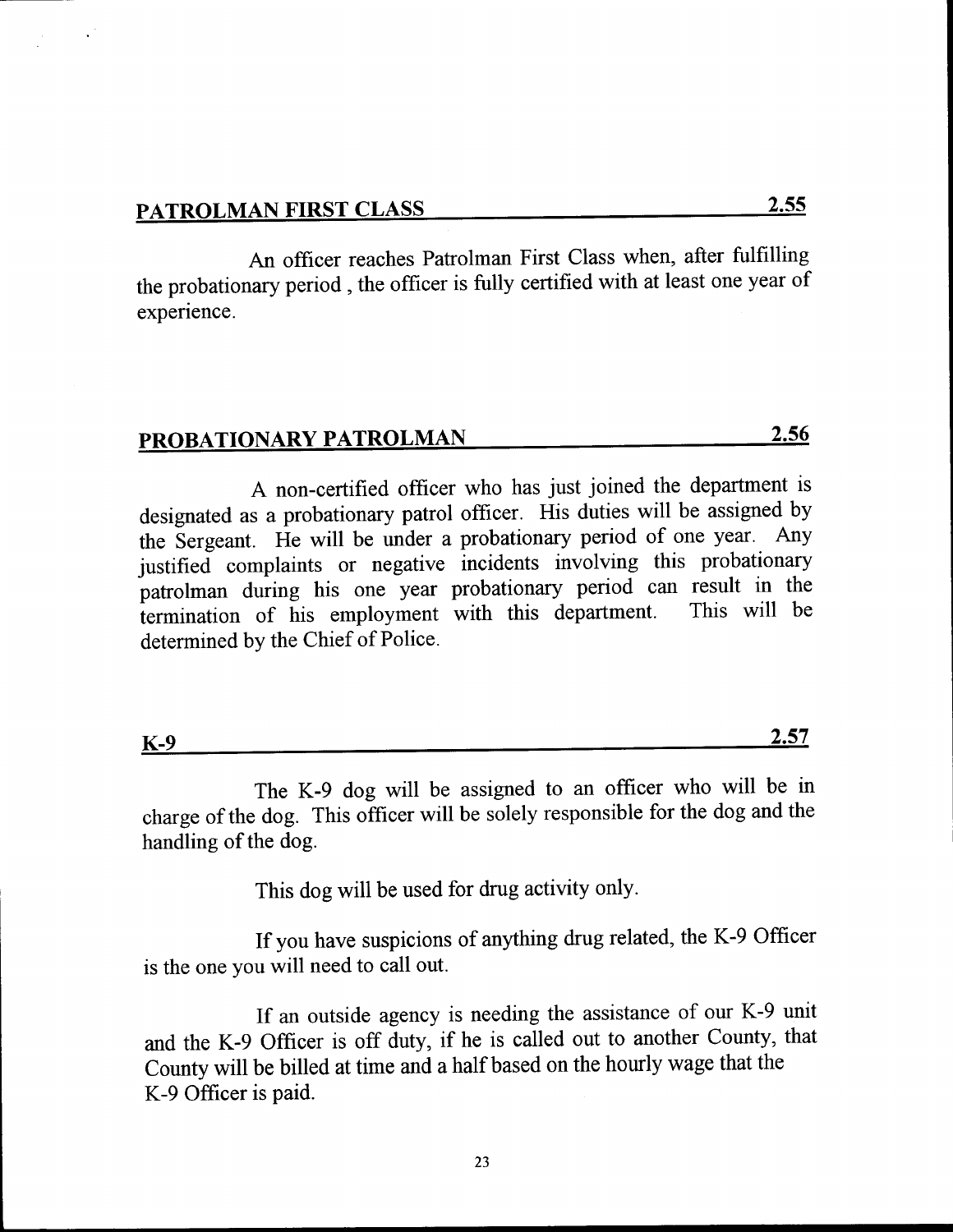## PATROLMAN FIRST CLASS — 2.55

An officer reaches Patrolman First Class when, after fulfilling the probationary period , the officer is fully certified with at least one year of experience.

## PROBATIONARY PATROLMAN — 2.56

A non-certified officer who has just joined the department is designated as a probationary patrol officer. His duties will be assigned by the Sergeant. He will be under a probationary period of one year. Any justified complaints or negative incidents involving this probationary patrolman during his one year probationary period can result in the termination of his employment with this department. This will be determined by the Chief of Police.

## K-9 — 2.57

The K-9 dog will be assigned to an officer who will be in charge of the dog. This officer will be solely responsible for the dog and the handling of the dog.

This dog will be used for drug activity only.

If you have suspicions of anything drug related, the K-9 Officer is the one you will need to call out.

If an outside agency is needing the assistance of our K-9 unit and the K-9 Officer is off duty, if he is called out to another County, that County will be billed at time and a half based on the hourly wage that the K-9 Officer is paid.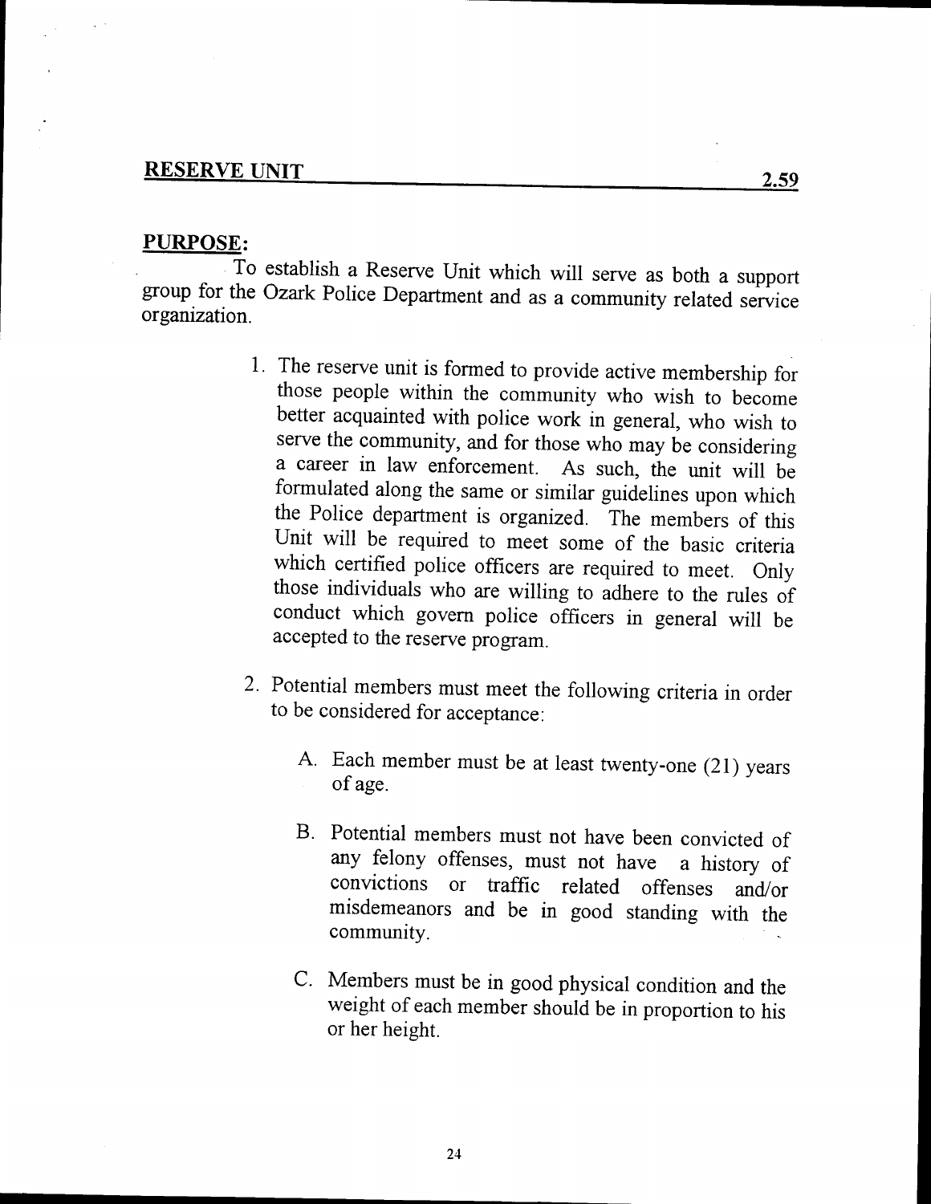## RESERVE UNIT 2.59

**PURPOSE:**

To establish a Reserve Unit which will serve as both a support group for the Ozark Police Department and as a community related service organization.

1. The reserve unit is formed to provide active membership for those people within the community who wish to become better acquainted with police work in general, who wish to serve the community, and for those who may be considering a career in law enforcement. As such, the unit will be formulated along the same or similar guidelines upon which the Police department is organized. The members of this Unit will be required to meet some of the basic criteria which certified police officers are required to meet. Only those individuals who are willing to adhere to the rules of conduct which govern police officers in general will be accepted to the reserve program.

2. Potential members must meet the following criteria in order to be considered for acceptance:

   A. Each member must be at least twenty-one (21) years of age.

   B. Potential members must not have been convicted of any felony offenses, must not have a history of convictions or traffic related offenses and/or misdemeanors and be in good standing with the community.

   C. Members must be in good physical condition and the weight of each member should be in proportion to his or her height.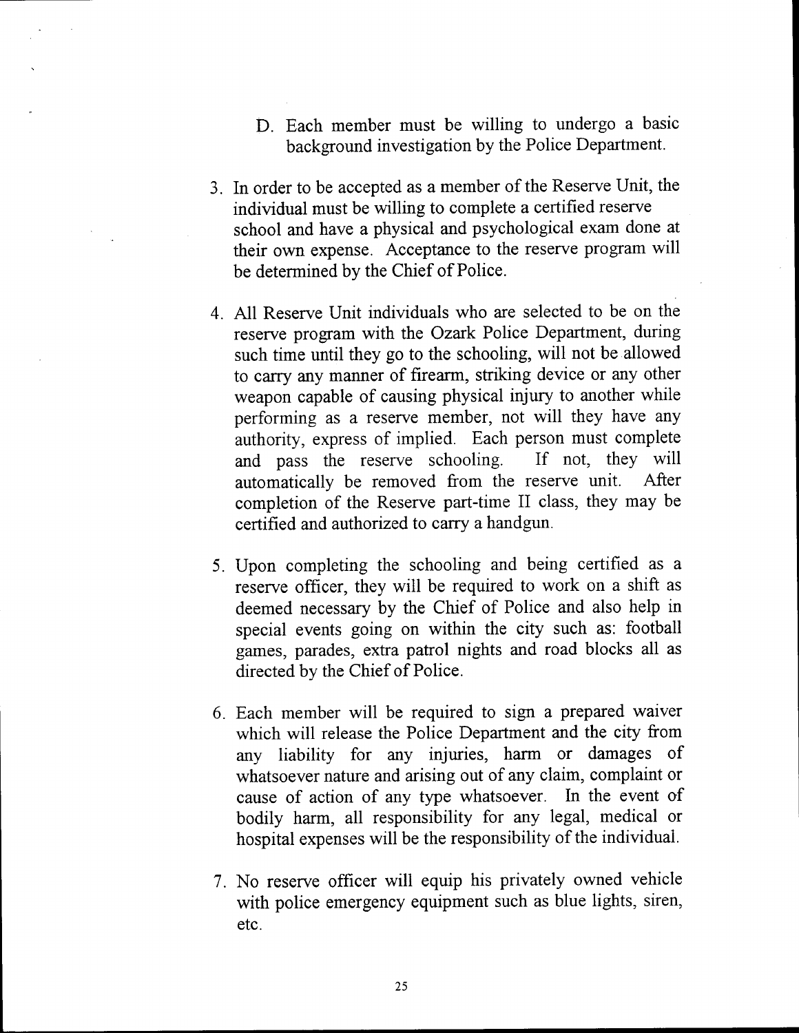D. Each member must be willing to undergo a basic background investigation by the Police Department.

3. In order to be accepted as a member of the Reserve Unit, the individual must be willing to complete a certified reserve school and have a physical and psychological exam done at their own expense. Acceptance to the reserve program will be determined by the Chief of Police.

4. All Reserve Unit individuals who are selected to be on the reserve program with the Ozark Police Department, during such time until they go to the schooling, will not be allowed to carry any manner of firearm, striking device or any other weapon capable of causing physical injury to another while performing as a reserve member, not will they have any authority, express of implied. Each person must complete and pass the reserve schooling. If not, they will automatically be removed from the reserve unit. After completion of the Reserve part-time II class, they may be certified and authorized to carry a handgun.

5. Upon completing the schooling and being certified as a reserve officer, they will be required to work on a shift as deemed necessary by the Chief of Police and also help in special events going on within the city such as: football games, parades, extra patrol nights and road blocks all as directed by the Chief of Police.

6. Each member will be required to sign a prepared waiver which will release the Police Department and the city from any liability for any injuries, harm or damages of whatsoever nature and arising out of any claim, complaint or cause of action of any type whatsoever. In the event of bodily harm, all responsibility for any legal, medical or hospital expenses will be the responsibility of the individual.

7. No reserve officer will equip his privately owned vehicle with police emergency equipment such as blue lights, siren, etc.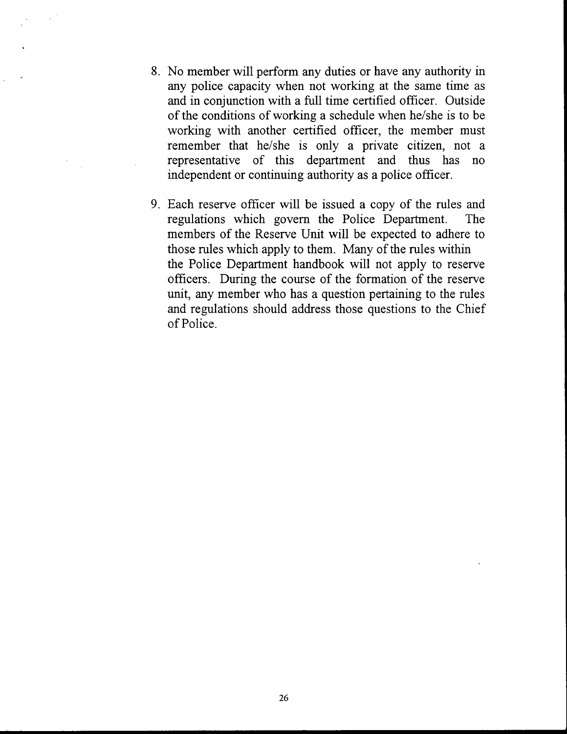8. No member will perform any duties or have any authority in any police capacity when not working at the same time as and in conjunction with a full time certified officer. Outside of the conditions of working a schedule when he/she is to be working with another certified officer, the member must remember that he/she is only a private citizen, not a representative of this department and thus has no independent or continuing authority as a police officer.

9. Each reserve officer will be issued a copy of the rules and regulations which govern the Police Department. The members of the Reserve Unit will be expected to adhere to those rules which apply to them. Many of the rules within the Police Department handbook will not apply to reserve officers. During the course of the formation of the reserve unit, any member who has a question pertaining to the rules and regulations should address those questions to the Chief of Police.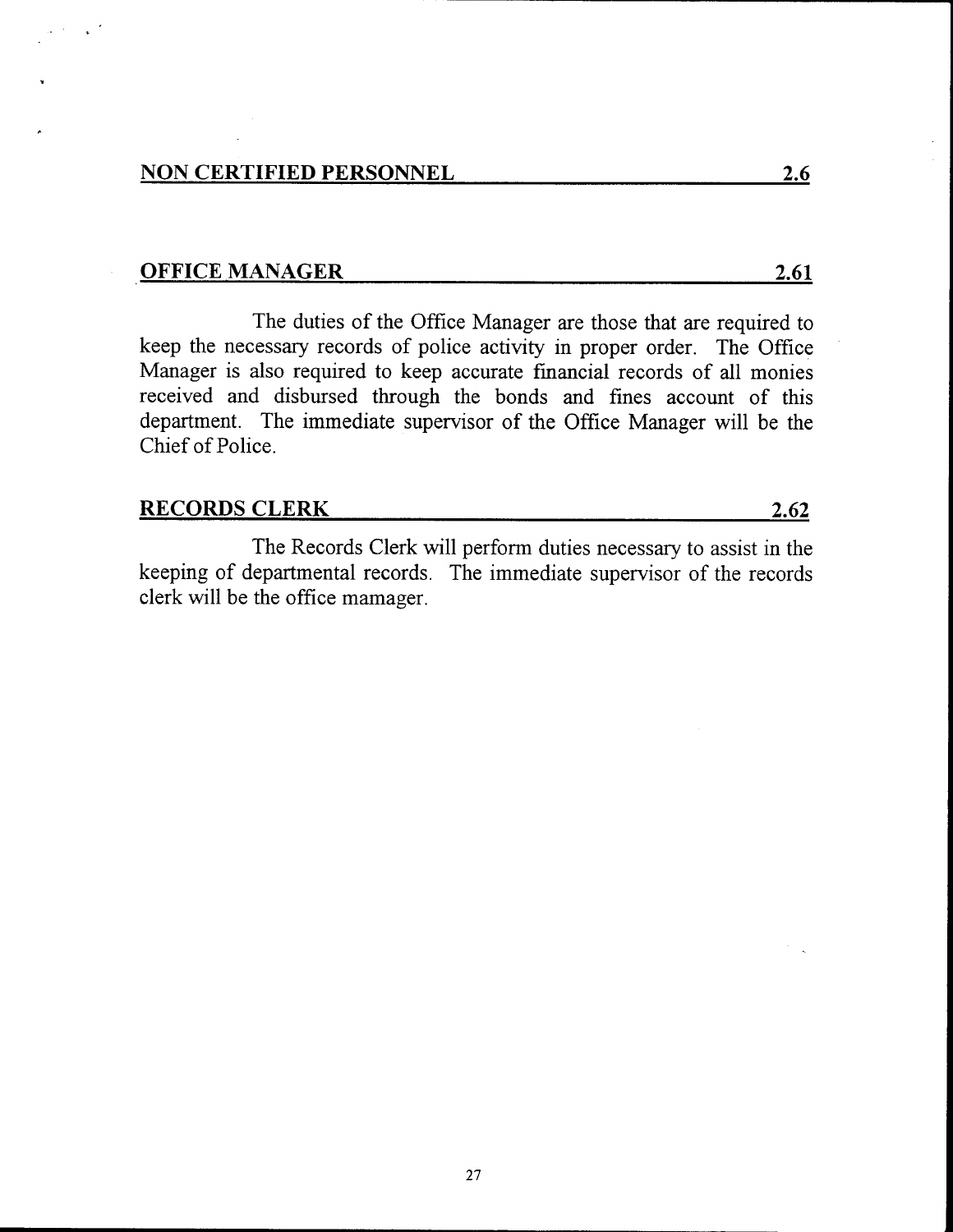## NON CERTIFIED PERSONNEL 2.6

### OFFICE MANAGER 2.61

The duties of the Office Manager are those that are required to keep the necessary records of police activity in proper order. The Office Manager is also required to keep accurate financial records of all monies received and disbursed through the bonds and fines account of this department. The immediate supervisor of the Office Manager will be the Chief of Police.

### RECORDS CLERK 2.62

The Records Clerk will perform duties necessary to assist in the keeping of departmental records. The immediate supervisor of the records clerk will be the office mamager.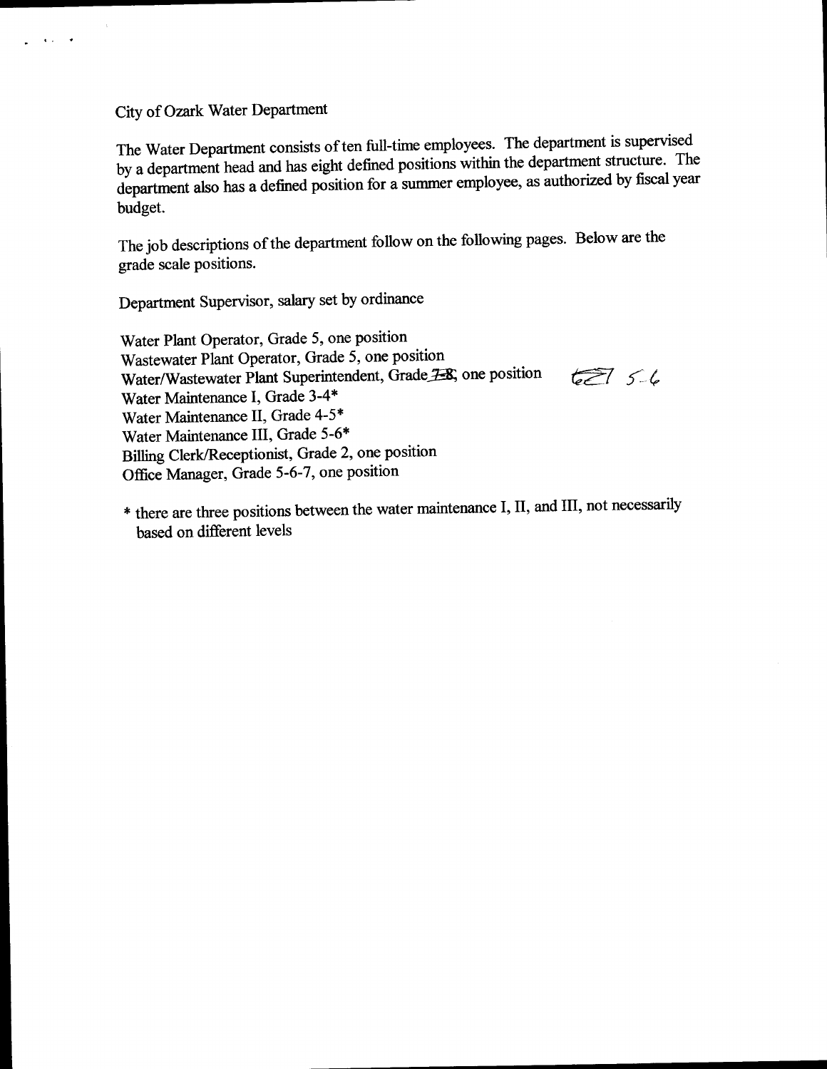City of Ozark Water Department

The Water Department consists of ten full-time employees. The department is supervised by a department head and has eight defined positions within the department structure. The department also has a defined position for a summer employee, as authorized by fiscal year budget.

The job descriptions of the department follow on the following pages. Below are the grade scale positions.

Department Supervisor, salary set by ordinance

Water Plant Operator, Grade 5, one position
Wastewater Plant Operator, Grade 5, one position
Water/Wastewater Plant Superintendent, Grade ~~7-8~~, one position 6-7 5-6
Water Maintenance I, Grade 3-4*
Water Maintenance II, Grade 4-5*
Water Maintenance III, Grade 5-6*
Billing Clerk/Receptionist, Grade 2, one position
Office Manager, Grade 5-6-7, one position

* there are three positions between the water maintenance I, II, and III, not necessarily based on different levels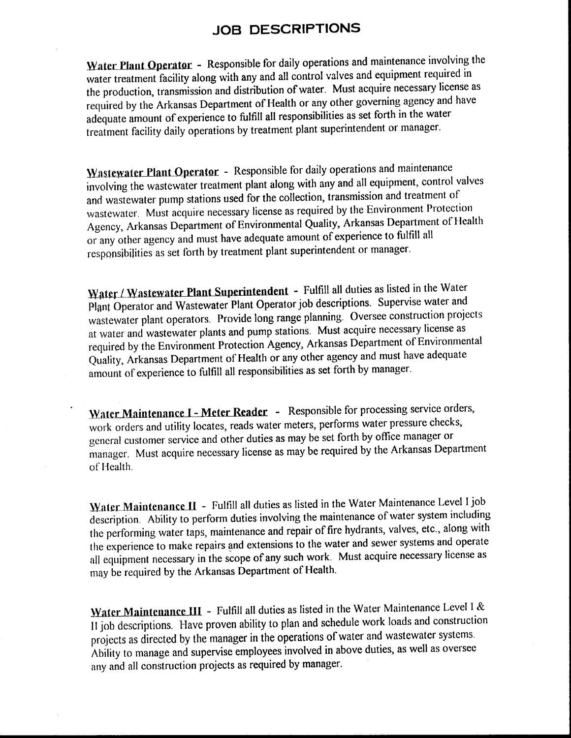# JOB DESCRIPTIONS

**Water Plant Operator** - Responsible for daily operations and maintenance involving the water treatment facility along with any and all control valves and equipment required in the production, transmission and distribution of water. Must acquire necessary license as required by the Arkansas Department of Health or any other governing agency and have adequate amount of experience to fulfill all responsibilities as set forth in the water treatment facility daily operations by treatment plant superintendent or manager.

**Wastewater Plant Operator** - Responsible for daily operations and maintenance involving the wastewater treatment plant along with any and all equipment, control valves and wastewater pump stations used for the collection, transmission and treatment of wastewater. Must acquire necessary license as required by the Environment Protection Agency, Arkansas Department of Environmental Quality, Arkansas Department of Health or any other agency and must have adequate amount of experience to fulfill all responsibilities as set forth by treatment plant superintendent or manager.

**Water / Wastewater Plant Superintendent** - Fulfill all duties as listed in the Water Plant Operator and Wastewater Plant Operator job descriptions. Supervise water and wastewater plant operators. Provide long range planning. Oversee construction projects at water and wastewater plants and pump stations. Must acquire necessary license as required by the Environment Protection Agency, Arkansas Department of Environmental Quality, Arkansas Department of Health or any other agency and must have adequate amount of experience to fulfill all responsibilities as set forth by manager.

**Water Maintenance I - Meter Reader** - Responsible for processing service orders, work orders and utility locates, reads water meters, performs water pressure checks, general customer service and other duties as may be set forth by office manager or manager. Must acquire necessary license as may be required by the Arkansas Department of Health.

**Water Maintenance II** - Fulfill all duties as listed in the Water Maintenance Level I job description. Ability to perform duties involving the maintenance of water system including the performing water taps, maintenance and repair of fire hydrants, valves, etc., along with the experience to make repairs and extensions to the water and sewer systems and operate all equipment necessary in the scope of any such work. Must acquire necessary license as may be required by the Arkansas Department of Health.

**Water Maintenance III** - Fulfill all duties as listed in the Water Maintenance Level I & II job descriptions. Have proven ability to plan and schedule work loads and construction projects as directed by the manager in the operations of water and wastewater systems. Ability to manage and supervise employees involved in above duties, as well as oversee any and all construction projects as required by manager.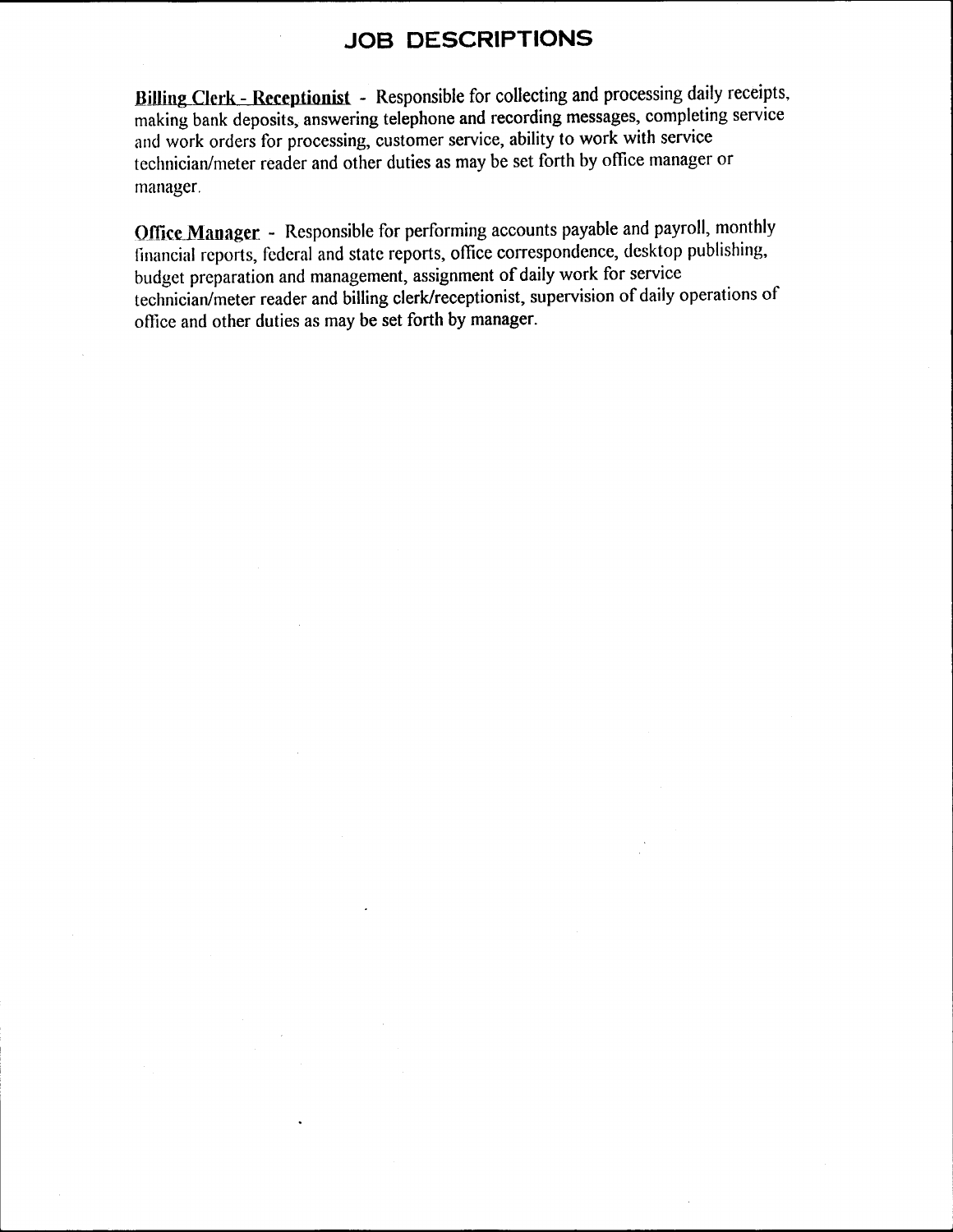# JOB DESCRIPTIONS

**Billing Clerk - Receptionist** - Responsible for collecting and processing daily receipts, making bank deposits, answering telephone and recording messages, completing service and work orders for processing, customer service, ability to work with service technician/meter reader and other duties as may be set forth by office manager or manager.

**Office Manager** - Responsible for performing accounts payable and payroll, monthly financial reports, federal and state reports, office correspondence, desktop publishing, budget preparation and management, assignment of daily work for service technician/meter reader and billing clerk/receptionist, supervision of daily operations of office and other duties as may be set forth by manager.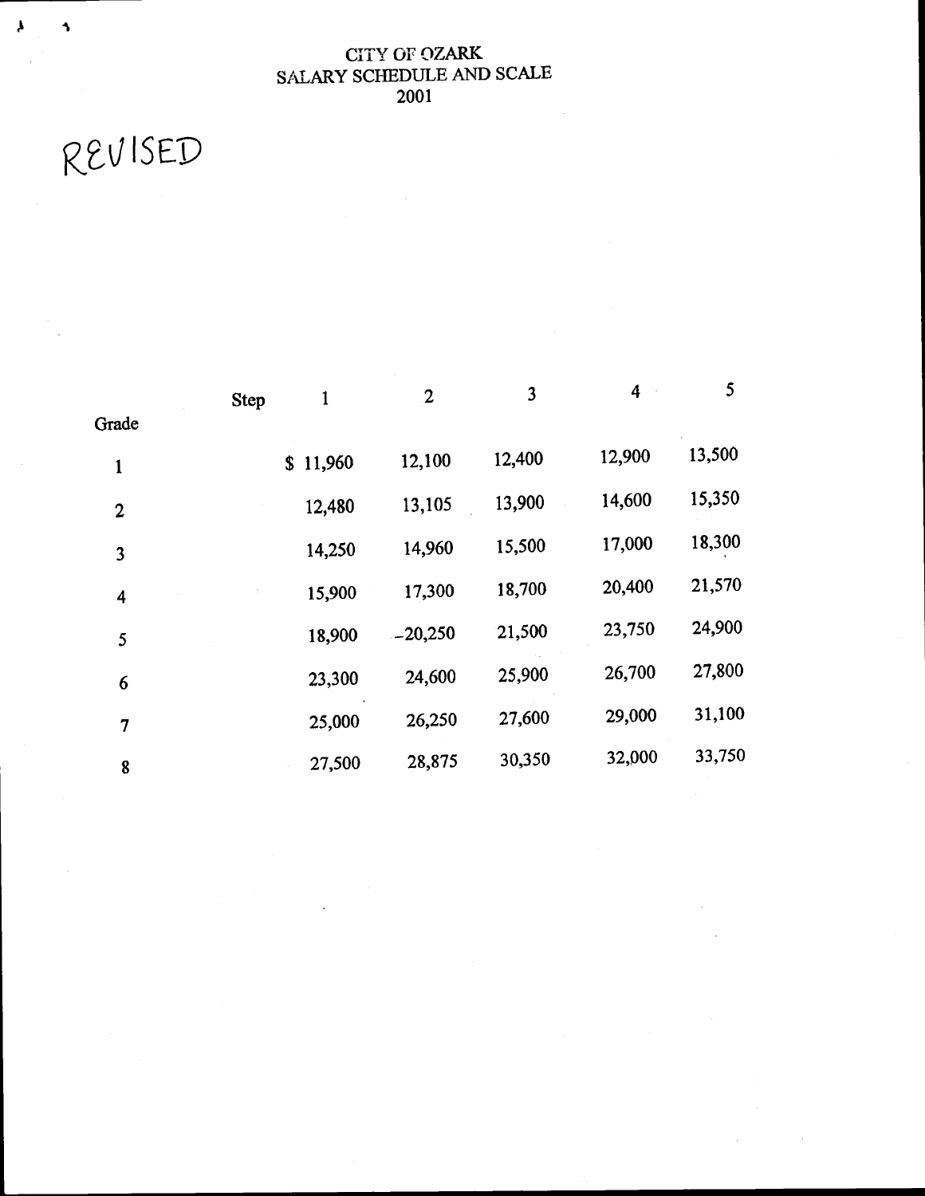CITY OF OZARK
SALARY SCHEDULE AND SCALE
2001

REVISED

| Grade | Step 1 | 2 | 3 | 4 | 5 |
|---|---|---|---|---|---|
| 1 | $ 11,960 | 12,100 | 12,400 | 12,900 | 13,500 |
| 2 | 12,480 | 13,105 | 13,900 | 14,600 | 15,350 |
| 3 | 14,250 | 14,960 | 15,500 | 17,000 | 18,300 |
| 4 | 15,900 | 17,300 | 18,700 | 20,400 | 21,570 |
| 5 | 18,900 | 20,250 | 21,500 | 23,750 | 24,900 |
| 6 | 23,300 | 24,600 | 25,900 | 26,700 | 27,800 |
| 7 | 25,000 | 26,250 | 27,600 | 29,000 | 31,100 |
| 8 | 27,500 | 28,875 | 30,350 | 32,000 | 33,750 |